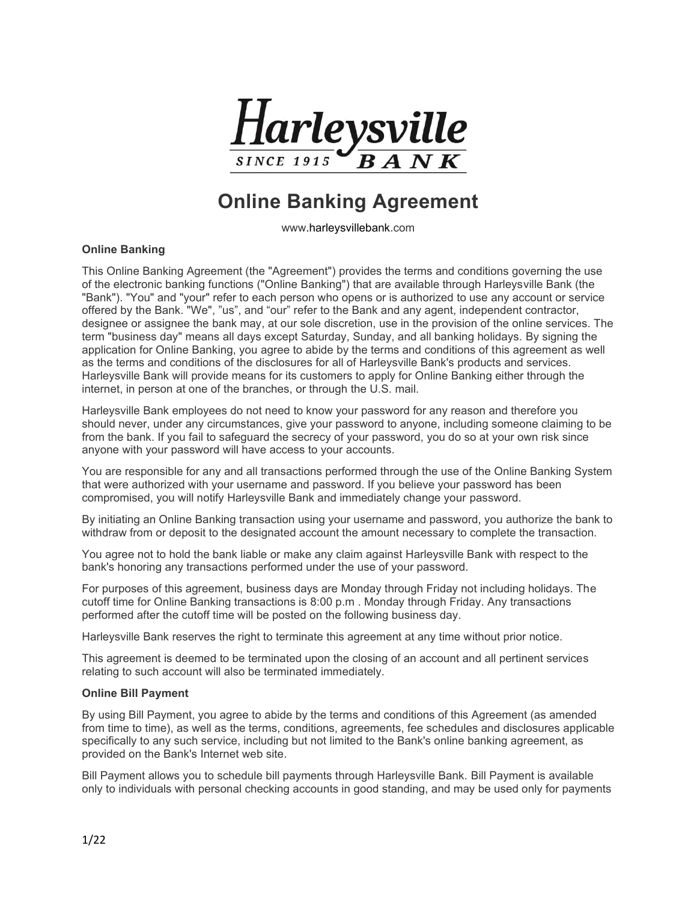Harleysville
SINCE 1915 BANK

# Online Banking Agreement

www.harleysvillebank.com

**Online Banking**

This Online Banking Agreement (the "Agreement") provides the terms and conditions governing the use of the electronic banking functions ("Online Banking") that are available through Harleysville Bank (the "Bank"). "You" and "your" refer to each person who opens or is authorized to use any account or service offered by the Bank. "We", "us", and "our" refer to the Bank and any agent, independent contractor, designee or assignee the bank may, at our sole discretion, use in the provision of the online services. The term "business day" means all days except Saturday, Sunday, and all banking holidays. By signing the application for Online Banking, you agree to abide by the terms and conditions of this agreement as well as the terms and conditions of the disclosures for all of Harleysville Bank's products and services. Harleysville Bank will provide means for its customers to apply for Online Banking either through the internet, in person at one of the branches, or through the U.S. mail.

Harleysville Bank employees do not need to know your password for any reason and therefore you should never, under any circumstances, give your password to anyone, including someone claiming to be from the bank. If you fail to safeguard the secrecy of your password, you do so at your own risk since anyone with your password will have access to your accounts.

You are responsible for any and all transactions performed through the use of the Online Banking System that were authorized with your username and password. If you believe your password has been compromised, you will notify Harleysville Bank and immediately change your password.

By initiating an Online Banking transaction using your username and password, you authorize the bank to withdraw from or deposit to the designated account the amount necessary to complete the transaction.

You agree not to hold the bank liable or make any claim against Harleysville Bank with respect to the bank's honoring any transactions performed under the use of your password.

For purposes of this agreement, business days are Monday through Friday not including holidays. The cutoff time for Online Banking transactions is 8:00 p.m . Monday through Friday. Any transactions performed after the cutoff time will be posted on the following business day.

Harleysville Bank reserves the right to terminate this agreement at any time without prior notice.

This agreement is deemed to be terminated upon the closing of an account and all pertinent services relating to such account will also be terminated immediately.

**Online Bill Payment**

By using Bill Payment, you agree to abide by the terms and conditions of this Agreement (as amended from time to time), as well as the terms, conditions, agreements, fee schedules and disclosures applicable specifically to any such service, including but not limited to the Bank's online banking agreement, as provided on the Bank's Internet web site.

Bill Payment allows you to schedule bill payments through Harleysville Bank. Bill Payment is available only to individuals with personal checking accounts in good standing, and may be used only for payments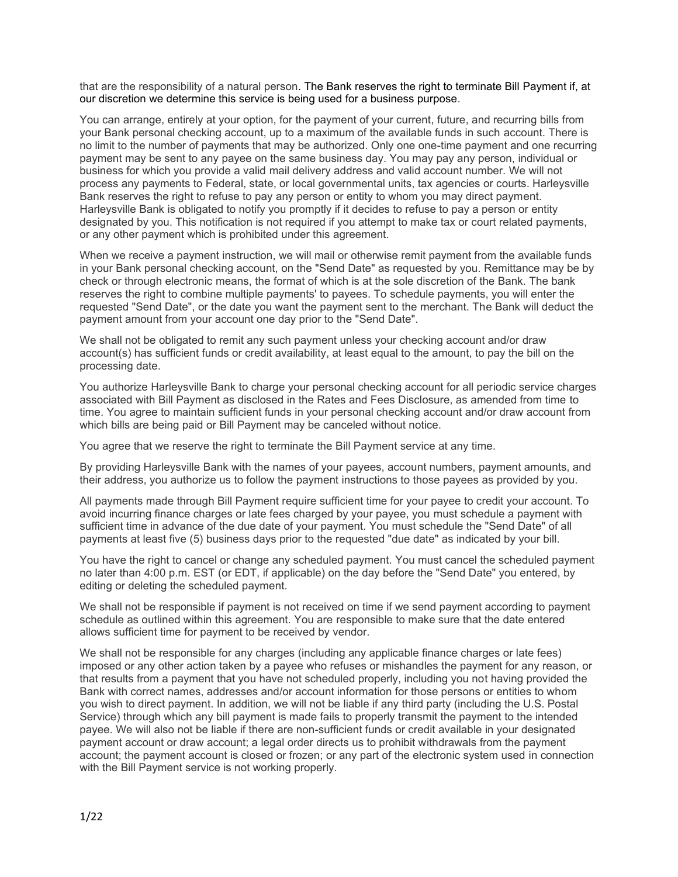that are the responsibility of a natural person. The Bank reserves the right to terminate Bill Payment if, at our discretion we determine this service is being used for a business purpose.

You can arrange, entirely at your option, for the payment of your current, future, and recurring bills from your Bank personal checking account, up to a maximum of the available funds in such account. There is no limit to the number of payments that may be authorized. Only one one-time payment and one recurring payment may be sent to any payee on the same business day. You may pay any person, individual or business for which you provide a valid mail delivery address and valid account number. We will not process any payments to Federal, state, or local governmental units, tax agencies or courts. Harleysville Bank reserves the right to refuse to pay any person or entity to whom you may direct payment. Harleysville Bank is obligated to notify you promptly if it decides to refuse to pay a person or entity designated by you. This notification is not required if you attempt to make tax or court related payments, or any other payment which is prohibited under this agreement.

When we receive a payment instruction, we will mail or otherwise remit payment from the available funds in your Bank personal checking account, on the "Send Date" as requested by you. Remittance may be by check or through electronic means, the format of which is at the sole discretion of the Bank. The bank reserves the right to combine multiple payments' to payees. To schedule payments, you will enter the requested "Send Date", or the date you want the payment sent to the merchant. The Bank will deduct the payment amount from your account one day prior to the "Send Date".

We shall not be obligated to remit any such payment unless your checking account and/or draw account(s) has sufficient funds or credit availability, at least equal to the amount, to pay the bill on the processing date.

You authorize Harleysville Bank to charge your personal checking account for all periodic service charges associated with Bill Payment as disclosed in the Rates and Fees Disclosure, as amended from time to time. You agree to maintain sufficient funds in your personal checking account and/or draw account from which bills are being paid or Bill Payment may be canceled without notice.

You agree that we reserve the right to terminate the Bill Payment service at any time.

By providing Harleysville Bank with the names of your payees, account numbers, payment amounts, and their address, you authorize us to follow the payment instructions to those payees as provided by you.

All payments made through Bill Payment require sufficient time for your payee to credit your account. To avoid incurring finance charges or late fees charged by your payee, you must schedule a payment with sufficient time in advance of the due date of your payment. You must schedule the "Send Date" of all payments at least five (5) business days prior to the requested "due date" as indicated by your bill.

You have the right to cancel or change any scheduled payment. You must cancel the scheduled payment no later than 4:00 p.m. EST (or EDT, if applicable) on the day before the "Send Date" you entered, by editing or deleting the scheduled payment.

We shall not be responsible if payment is not received on time if we send payment according to payment schedule as outlined within this agreement. You are responsible to make sure that the date entered allows sufficient time for payment to be received by vendor.

We shall not be responsible for any charges (including any applicable finance charges or late fees) imposed or any other action taken by a payee who refuses or mishandles the payment for any reason, or that results from a payment that you have not scheduled properly, including you not having provided the Bank with correct names, addresses and/or account information for those persons or entities to whom you wish to direct payment. In addition, we will not be liable if any third party (including the U.S. Postal Service) through which any bill payment is made fails to properly transmit the payment to the intended payee. We will also not be liable if there are non-sufficient funds or credit available in your designated payment account or draw account; a legal order directs us to prohibit withdrawals from the payment account; the payment account is closed or frozen; or any part of the electronic system used in connection with the Bill Payment service is not working properly.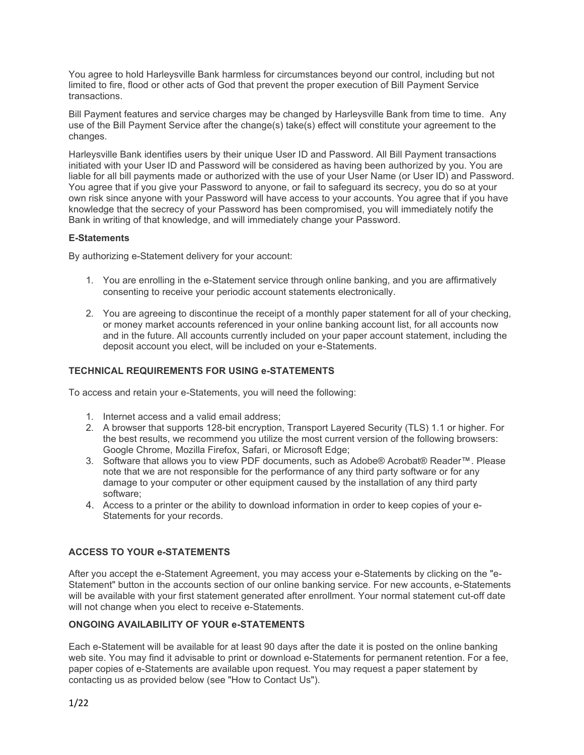You agree to hold Harleysville Bank harmless for circumstances beyond our control, including but not limited to fire, flood or other acts of God that prevent the proper execution of Bill Payment Service transactions.

Bill Payment features and service charges may be changed by Harleysville Bank from time to time. Any use of the Bill Payment Service after the change(s) take(s) effect will constitute your agreement to the changes.

Harleysville Bank identifies users by their unique User ID and Password. All Bill Payment transactions initiated with your User ID and Password will be considered as having been authorized by you. You are liable for all bill payments made or authorized with the use of your User Name (or User ID) and Password. You agree that if you give your Password to anyone, or fail to safeguard its secrecy, you do so at your own risk since anyone with your Password will have access to your accounts. You agree that if you have knowledge that the secrecy of your Password has been compromised, you will immediately notify the Bank in writing of that knowledge, and will immediately change your Password.

**E-Statements**

By authorizing e-Statement delivery for your account:

1. You are enrolling in the e-Statement service through online banking, and you are affirmatively consenting to receive your periodic account statements electronically.

2. You are agreeing to discontinue the receipt of a monthly paper statement for all of your checking, or money market accounts referenced in your online banking account list, for all accounts now and in the future. All accounts currently included on your paper account statement, including the deposit account you elect, will be included on your e-Statements.

**TECHNICAL REQUIREMENTS FOR USING e-STATEMENTS**

To access and retain your e-Statements, you will need the following:

1. Internet access and a valid email address;
2. A browser that supports 128-bit encryption, Transport Layered Security (TLS) 1.1 or higher. For the best results, we recommend you utilize the most current version of the following browsers: Google Chrome, Mozilla Firefox, Safari, or Microsoft Edge;
3. Software that allows you to view PDF documents, such as Adobe® Acrobat® Reader™. Please note that we are not responsible for the performance of any third party software or for any damage to your computer or other equipment caused by the installation of any third party software;
4. Access to a printer or the ability to download information in order to keep copies of your e-Statements for your records.

**ACCESS TO YOUR e-STATEMENTS**

After you accept the e-Statement Agreement, you may access your e-Statements by clicking on the "e-Statement" button in the accounts section of our online banking service. For new accounts, e-Statements will be available with your first statement generated after enrollment. Your normal statement cut-off date will not change when you elect to receive e-Statements.

**ONGOING AVAILABILITY OF YOUR e-STATEMENTS**

Each e-Statement will be available for at least 90 days after the date it is posted on the online banking web site. You may find it advisable to print or download e-Statements for permanent retention. For a fee, paper copies of e-Statements are available upon request. You may request a paper statement by contacting us as provided below (see "How to Contact Us").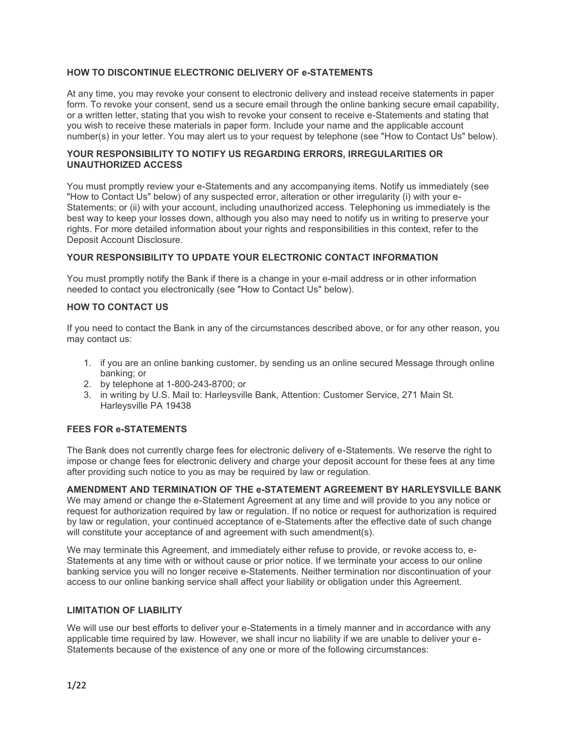### HOW TO DISCONTINUE ELECTRONIC DELIVERY OF e-STATEMENTS

At any time, you may revoke your consent to electronic delivery and instead receive statements in paper form. To revoke your consent, send us a secure email through the online banking secure email capability, or a written letter, stating that you wish to revoke your consent to receive e-Statements and stating that you wish to receive these materials in paper form. Include your name and the applicable account number(s) in your letter. You may alert us to your request by telephone (see "How to Contact Us" below).

### YOUR RESPONSIBILITY TO NOTIFY US REGARDING ERRORS, IRREGULARITIES OR UNAUTHORIZED ACCESS

You must promptly review your e-Statements and any accompanying items. Notify us immediately (see "How to Contact Us" below) of any suspected error, alteration or other irregularity (i) with your e-Statements; or (ii) with your account, including unauthorized access. Telephoning us immediately is the best way to keep your losses down, although you also may need to notify us in writing to preserve your rights. For more detailed information about your rights and responsibilities in this context, refer to the Deposit Account Disclosure.

### YOUR RESPONSIBILITY TO UPDATE YOUR ELECTRONIC CONTACT INFORMATION

You must promptly notify the Bank if there is a change in your e-mail address or in other information needed to contact you electronically (see "How to Contact Us" below).

### HOW TO CONTACT US

If you need to contact the Bank in any of the circumstances described above, or for any other reason, you may contact us:

1. if you are an online banking customer, by sending us an online secured Message through online banking; or
2. by telephone at 1-800-243-8700; or
3. in writing by U.S. Mail to: Harleysville Bank, Attention: Customer Service, 271 Main St. Harleysville PA 19438

### FEES FOR e-STATEMENTS

The Bank does not currently charge fees for electronic delivery of e-Statements. We reserve the right to impose or change fees for electronic delivery and charge your deposit account for these fees at any time after providing such notice to you as may be required by law or regulation.

### AMENDMENT AND TERMINATION OF THE e-STATEMENT AGREEMENT BY HARLEYSVILLE BANK

We may amend or change the e-Statement Agreement at any time and will provide to you any notice or request for authorization required by law or regulation. If no notice or request for authorization is required by law or regulation, your continued acceptance of e-Statements after the effective date of such change will constitute your acceptance of and agreement with such amendment(s).

We may terminate this Agreement, and immediately either refuse to provide, or revoke access to, e-Statements at any time with or without cause or prior notice. If we terminate your access to our online banking service you will no longer receive e-Statements. Neither termination nor discontinuation of your access to our online banking service shall affect your liability or obligation under this Agreement.

### LIMITATION OF LIABILITY

We will use our best efforts to deliver your e-Statements in a timely manner and in accordance with any applicable time required by law. However, we shall incur no liability if we are unable to deliver your e-Statements because of the existence of any one or more of the following circumstances: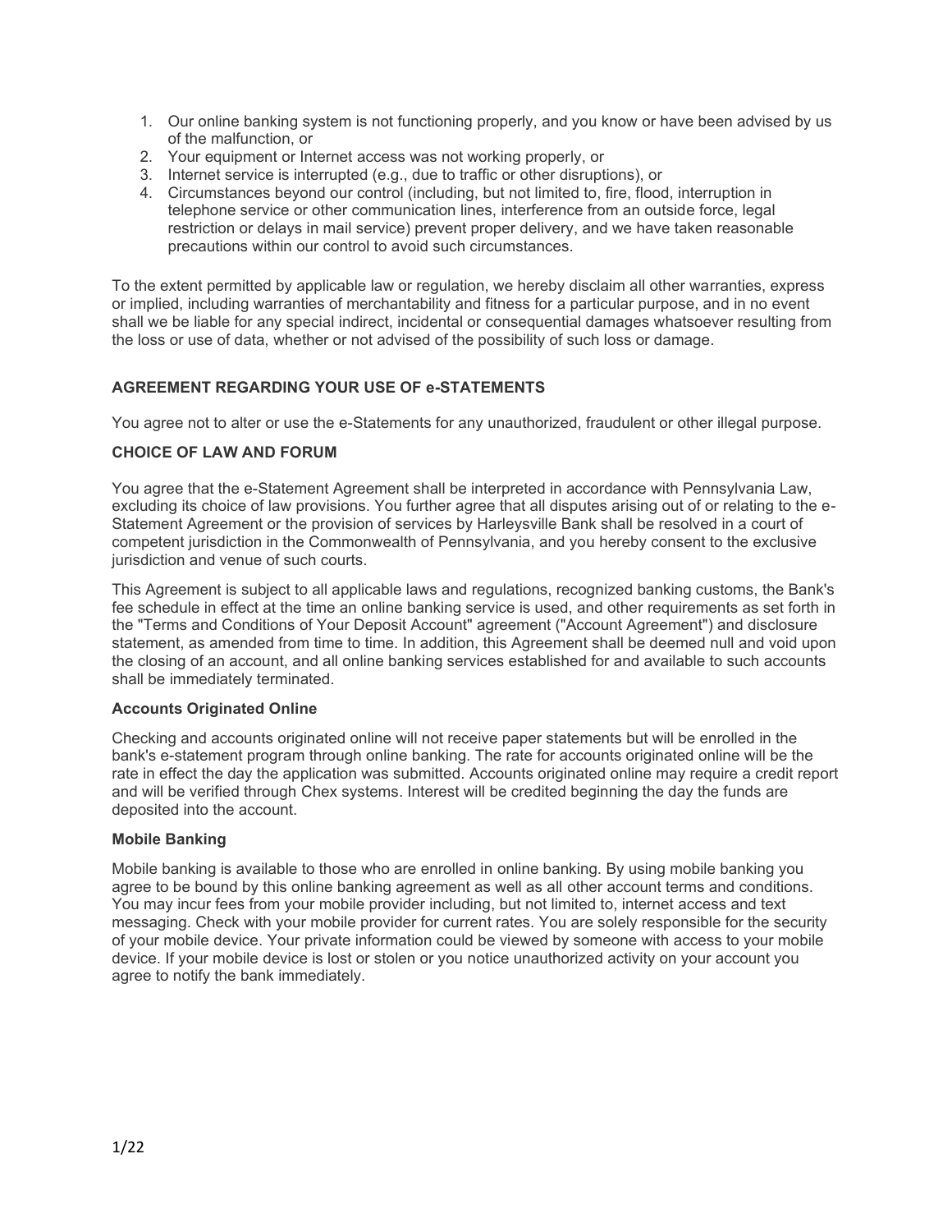1. Our online banking system is not functioning properly, and you know or have been advised by us of the malfunction, or
2. Your equipment or Internet access was not working properly, or
3. Internet service is interrupted (e.g., due to traffic or other disruptions), or
4. Circumstances beyond our control (including, but not limited to, fire, flood, interruption in telephone service or other communication lines, interference from an outside force, legal restriction or delays in mail service) prevent proper delivery, and we have taken reasonable precautions within our control to avoid such circumstances.

To the extent permitted by applicable law or regulation, we hereby disclaim all other warranties, express or implied, including warranties of merchantability and fitness for a particular purpose, and in no event shall we be liable for any special indirect, incidental or consequential damages whatsoever resulting from the loss or use of data, whether or not advised of the possibility of such loss or damage.

**AGREEMENT REGARDING YOUR USE OF e-STATEMENTS**

You agree not to alter or use the e-Statements for any unauthorized, fraudulent or other illegal purpose.

**CHOICE OF LAW AND FORUM**

You agree that the e-Statement Agreement shall be interpreted in accordance with Pennsylvania Law, excluding its choice of law provisions. You further agree that all disputes arising out of or relating to the e-Statement Agreement or the provision of services by Harleysville Bank shall be resolved in a court of competent jurisdiction in the Commonwealth of Pennsylvania, and you hereby consent to the exclusive jurisdiction and venue of such courts.

This Agreement is subject to all applicable laws and regulations, recognized banking customs, the Bank's fee schedule in effect at the time an online banking service is used, and other requirements as set forth in the "Terms and Conditions of Your Deposit Account" agreement ("Account Agreement") and disclosure statement, as amended from time to time. In addition, this Agreement shall be deemed null and void upon the closing of an account, and all online banking services established for and available to such accounts shall be immediately terminated.

**Accounts Originated Online**

Checking and accounts originated online will not receive paper statements but will be enrolled in the bank's e-statement program through online banking. The rate for accounts originated online will be the rate in effect the day the application was submitted. Accounts originated online may require a credit report and will be verified through Chex systems. Interest will be credited beginning the day the funds are deposited into the account.

**Mobile Banking**

Mobile banking is available to those who are enrolled in online banking. By using mobile banking you agree to be bound by this online banking agreement as well as all other account terms and conditions. You may incur fees from your mobile provider including, but not limited to, internet access and text messaging. Check with your mobile provider for current rates. You are solely responsible for the security of your mobile device. Your private information could be viewed by someone with access to your mobile device. If your mobile device is lost or stolen or you notice unauthorized activity on your account you agree to notify the bank immediately.